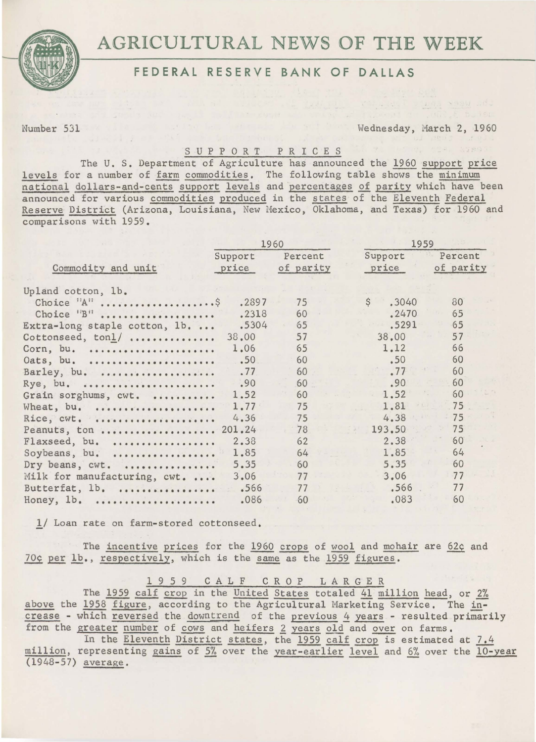# AGRICULTURAL NEWS OF THE WEEK

## FEDERAL RESERVE BANK OF DALLAS

Number 531 — Wednesday, March 2, 1960

### SUPPORT PRICES

The U. S. Department of Agriculture has announced the 1960 support price levels for a number of farm commodities. The following table shows the minimum national dollars-and-cents support levels and percentages of parity which have been announced for various commodities produced in the states of the Eleventh Federal Reserve District (Arizona, Louisiana, New Mexico, Oklahoma, and Texas) for 1960 and comparisons with 1959.

| Commodity and unit | 1960 | | 1959 | |
|---|---|---|---|---|
| | Support price | Percent of parity | Support price | Percent of parity |
| Upland cotton, lb. | | | | |
| Choice "A" | $ .2897 | 75 | $ .3040 | 80 |
| Choice "B" | .2318 | 60 | .2470 | 65 |
| Extra-long staple cotton, lb. | .5304 | 65 | .5291 | 65 |
| Cottonseed, ton[1] | 38.00 | 57 | 38.00 | 57 |
| Corn, bu. | 1.06 | 65 | 1.12 | 66 |
| Oats, bu. | .50 | 60 | .50 | 60 |
| Barley, bu. | .77 | 60 | .77 | 60 |
| Rye, bu. | .90 | 60 | .90 | 60 |
| Grain sorghums, cwt. | 1.52 | 60 | 1.52 | 60 |
| Wheat, bu. | 1.77 | 75 | 1.81 | 75 |
| Rice, cwt. | 4.36 | 75 | 4.38 | 75 |
| Peanuts, ton | 201.24 | 78 | 193.50 | 75 |
| Flaxseed, bu. | 2.38 | 62 | 2.38 | 60 |
| Soybeans, bu. | 1.85 | 64 | 1.85 | 64 |
| Dry beans, cwt. | 5.35 | 60 | 5.35 | 60 |
| Milk for manufacturing, cwt. | 3.06 | 77 | 3.06 | 77 |
| Butterfat, lb. | .566 | 77 | .566 | 77 |
| Honey, lb. | .086 | 60 | .083 | 60 |

1/ Loan rate on farm-stored cottonseed.

The incentive prices for the 1960 crops of wool and mohair are 62¢ and 70¢ per lb., respectively, which is the same as the 1959 figures.

### 1959 CALF CROP LARGER

The 1959 calf crop in the United States totaled 41 million head, or 2% above the 1958 figure, according to the Agricultural Marketing Service. The increase - which reversed the downtrend of the previous 4 years - resulted primarily from the greater number of cows and heifers 2 years old and over on farms.

In the Eleventh District states, the 1959 calf crop is estimated at 7.4 million, representing gains of 5% over the year-earlier level and 6% over the 10-year (1948-57) average.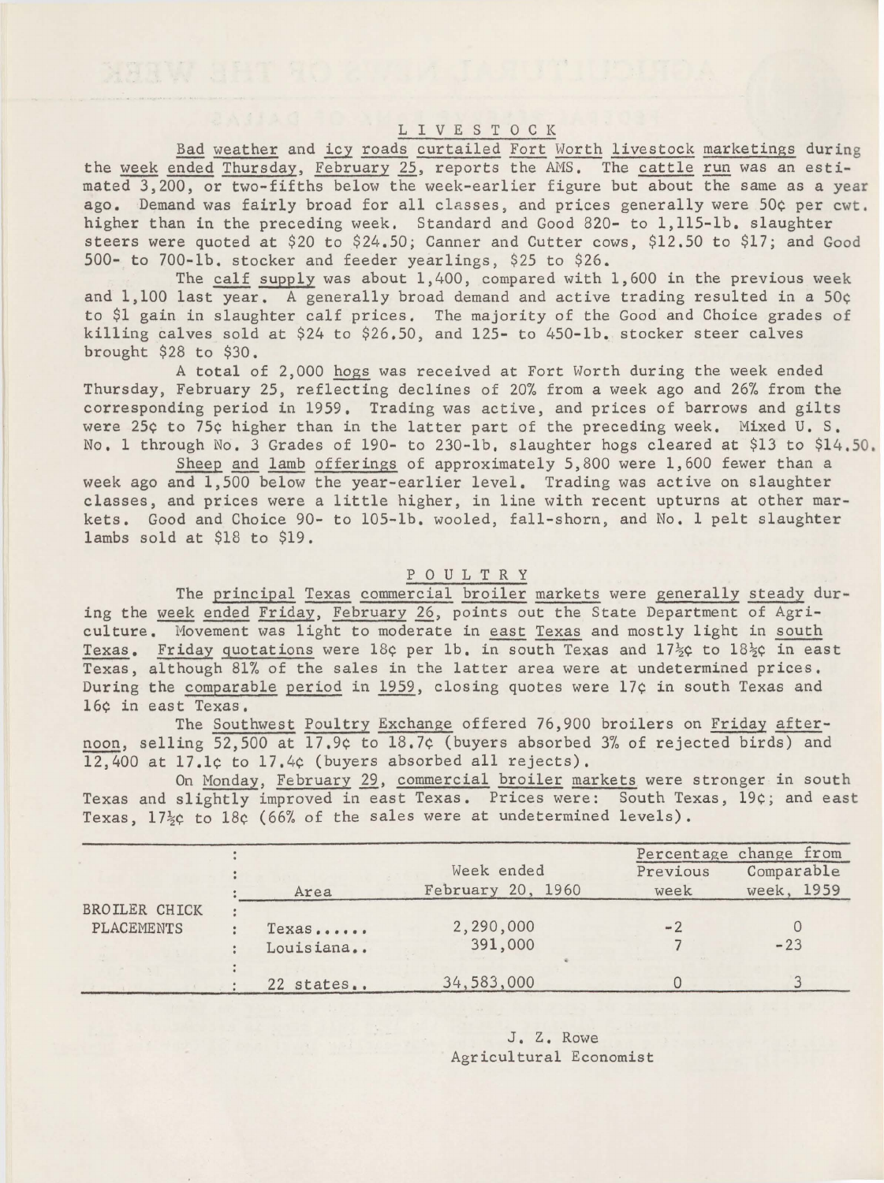## LIVESTOCK

Bad weather and icy roads curtailed Fort Worth livestock marketings during the week ended Thursday, February 25, reports the AMS. The cattle run was an estimated 3,200, or two-fifths below the week-earlier figure but about the same as a year ago. Demand was fairly broad for all classes, and prices generally were 50¢ per cwt. higher than in the preceding week. Standard and Good 820- to 1,115-lb. slaughter steers were quoted at $20 to $24.50; Canner and Cutter cows, $12.50 to $17; and Good 500- to 700-lb. stocker and feeder yearlings, $25 to $26.

The calf supply was about 1,400, compared with 1,600 in the previous week and 1,100 last year. A generally broad demand and active trading resulted in a 50¢ to $1 gain in slaughter calf prices. The majority of the Good and Choice grades of killing calves sold at $24 to $26.50, and 125- to 450-lb. stocker steer calves brought $28 to $30.

A total of 2,000 hogs was received at Fort Worth during the week ended Thursday, February 25, reflecting declines of 20% from a week ago and 26% from the corresponding period in 1959. Trading was active, and prices of barrows and gilts were 25¢ to 75¢ higher than in the latter part of the preceding week. Mixed U. S. No. 1 through No. 3 Grades of 190- to 230-lb. slaughter hogs cleared at $13 to $14.50.

Sheep and lamb offerings of approximately 5,800 were 1,600 fewer than a week ago and 1,500 below the year-earlier level. Trading was active on slaughter classes, and prices were a little higher, in line with recent upturns at other markets. Good and Choice 90- to 105-lb. wooled, fall-shorn, and No. 1 pelt slaughter lambs sold at $18 to $19.

## POULTRY

The principal Texas commercial broiler markets were generally steady during the week ended Friday, February 26, points out the State Department of Agriculture. Movement was light to moderate in east Texas and mostly light in south Texas. Friday quotations were 18¢ per lb. in south Texas and 17½¢ to 18½¢ in east Texas, although 81% of the sales in the latter area were at undetermined prices. During the comparable period in 1959, closing quotes were 17¢ in south Texas and 16¢ in east Texas.

The Southwest Poultry Exchange offered 76,900 broilers on Friday afternoon, selling 52,500 at 17.9¢ to 18.7¢ (buyers absorbed 3% of rejected birds) and 12,400 at 17.1¢ to 17.4¢ (buyers absorbed all rejects).

On Monday, February 29, commercial broiler markets were stronger in south Texas and slightly improved in east Texas. Prices were: South Texas, 19¢; and east Texas, 17½¢ to 18¢ (66% of the sales were at undetermined levels).

| | Area | Week ended February 20, 1960 | Percentage change from: Previous week | Comparable week, 1959 |
|---|---|---|---|---|
| BROILER CHICK PLACEMENTS | Texas...... | 2,290,000 | -2 | 0 |
| | Louisiana.. | 391,000 | 7 | -23 |
| | 22 states.. | 34,583,000 | 0 | 3 |

J. Z. Rowe
Agricultural Economist